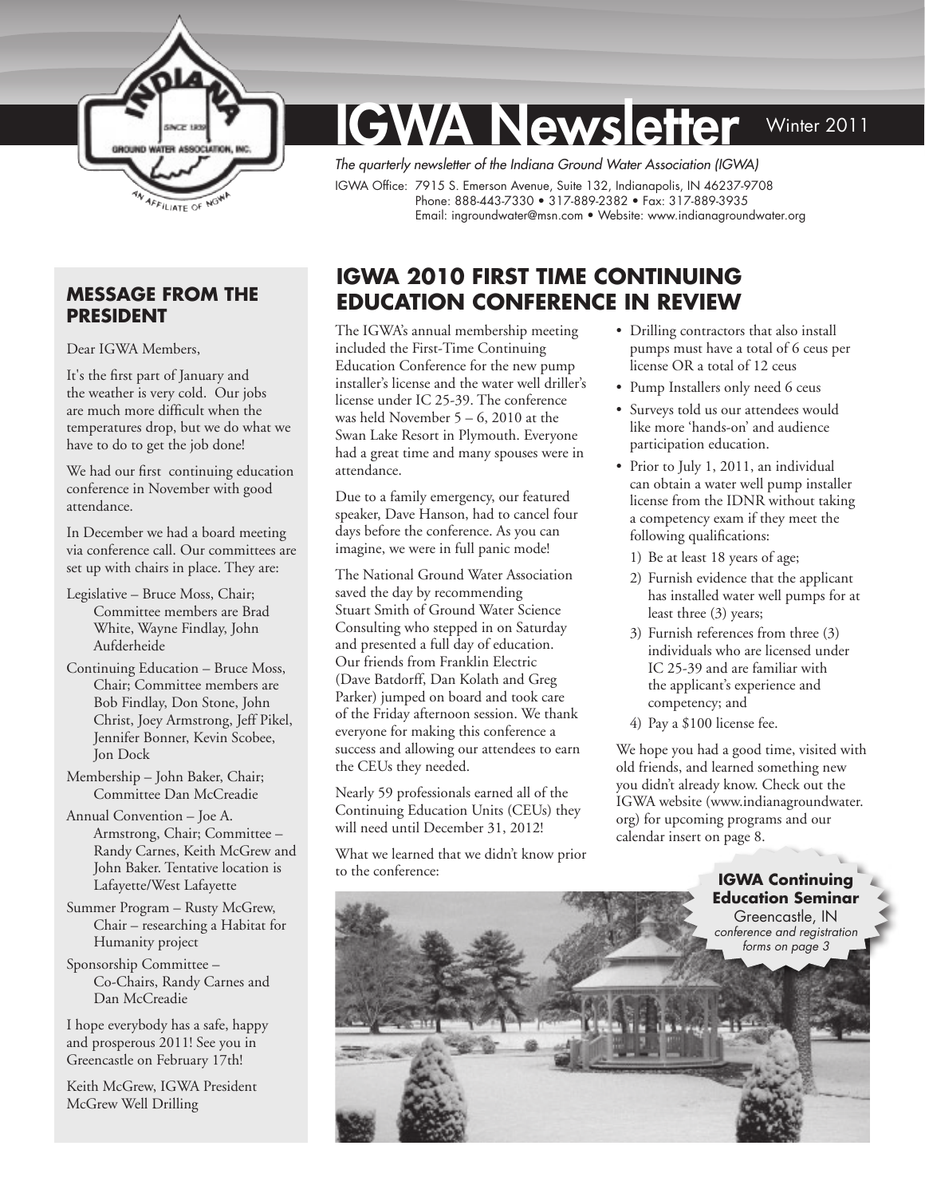# IGWA Newsletter

Winter 2011

*The quarterly newsletter of the Indiana Ground Water Association (IGWA)*

IGWA Office: 7915 S. Emerson Avenue, Suite 132, Indianapolis, IN 46237-9708
Phone: 888-443-7330 • 317-889-2382 • Fax: 317-889-3935
Email: ingroundwater@msn.com • Website: www.indianagroundwater.org

## MESSAGE FROM THE PRESIDENT

Dear IGWA Members,

It's the first part of January and the weather is very cold. Our jobs are much more difficult when the temperatures drop, but we do what we have to do to get the job done!

We had our first continuing education conference in November with good attendance.

In December we had a board meeting via conference call. Our committees are set up with chairs in place. They are:

Legislative – Bruce Moss, Chair; Committee members are Brad White, Wayne Findlay, John Aufderheide

Continuing Education – Bruce Moss, Chair; Committee members are Bob Findlay, Don Stone, John Christ, Joey Armstrong, Jeff Pikel, Jennifer Bonner, Kevin Scobee, Jon Dock

Membership – John Baker, Chair; Committee Dan McCreadie

Annual Convention – Joe A. Armstrong, Chair; Committee – Randy Carnes, Keith McGrew and John Baker. Tentative location is Lafayette/West Lafayette

Summer Program – Rusty McGrew, Chair – researching a Habitat for Humanity project

Sponsorship Committee – Co-Chairs, Randy Carnes and Dan McCreadie

I hope everybody has a safe, happy and prosperous 2011! See you in Greencastle on February 17th!

Keith McGrew, IGWA President
McGrew Well Drilling

## IGWA 2010 FIRST TIME CONTINUING EDUCATION CONFERENCE IN REVIEW

The IGWA's annual membership meeting included the First-Time Continuing Education Conference for the new pump installer's license and the water well driller's license under IC 25-39. The conference was held November 5 – 6, 2010 at the Swan Lake Resort in Plymouth. Everyone had a great time and many spouses were in attendance.

Due to a family emergency, our featured speaker, Dave Hanson, had to cancel four days before the conference. As you can imagine, we were in full panic mode!

The National Ground Water Association saved the day by recommending Stuart Smith of Ground Water Science Consulting who stepped in on Saturday and presented a full day of education. Our friends from Franklin Electric (Dave Batdorff, Dan Kolath and Greg Parker) jumped on board and took care of the Friday afternoon session. We thank everyone for making this conference a success and allowing our attendees to earn the CEUs they needed.

Nearly 59 professionals earned all of the Continuing Education Units (CEUs) they will need until December 31, 2012!

What we learned that we didn't know prior to the conference:

- Drilling contractors that also install pumps must have a total of 6 ceus per license OR a total of 12 ceus
- Pump Installers only need 6 ceus
- Surveys told us our attendees would like more 'hands-on' and audience participation education.
- Prior to July 1, 2011, an individual can obtain a water well pump installer license from the IDNR without taking a competency exam if they meet the following qualifications:
  1) Be at least 18 years of age;
  2) Furnish evidence that the applicant has installed water well pumps for at least three (3) years;
  3) Furnish references from three (3) individuals who are licensed under IC 25-39 and are familiar with the applicant's experience and competency; and
  4) Pay a $100 license fee.

We hope you had a good time, visited with old friends, and learned something new you didn't already know. Check out the IGWA website (www.indianagroundwater.org) for upcoming programs and our calendar insert on page 8.

**IGWA Continuing Education Seminar**
Greencastle, IN
*conference and registration forms on page 3*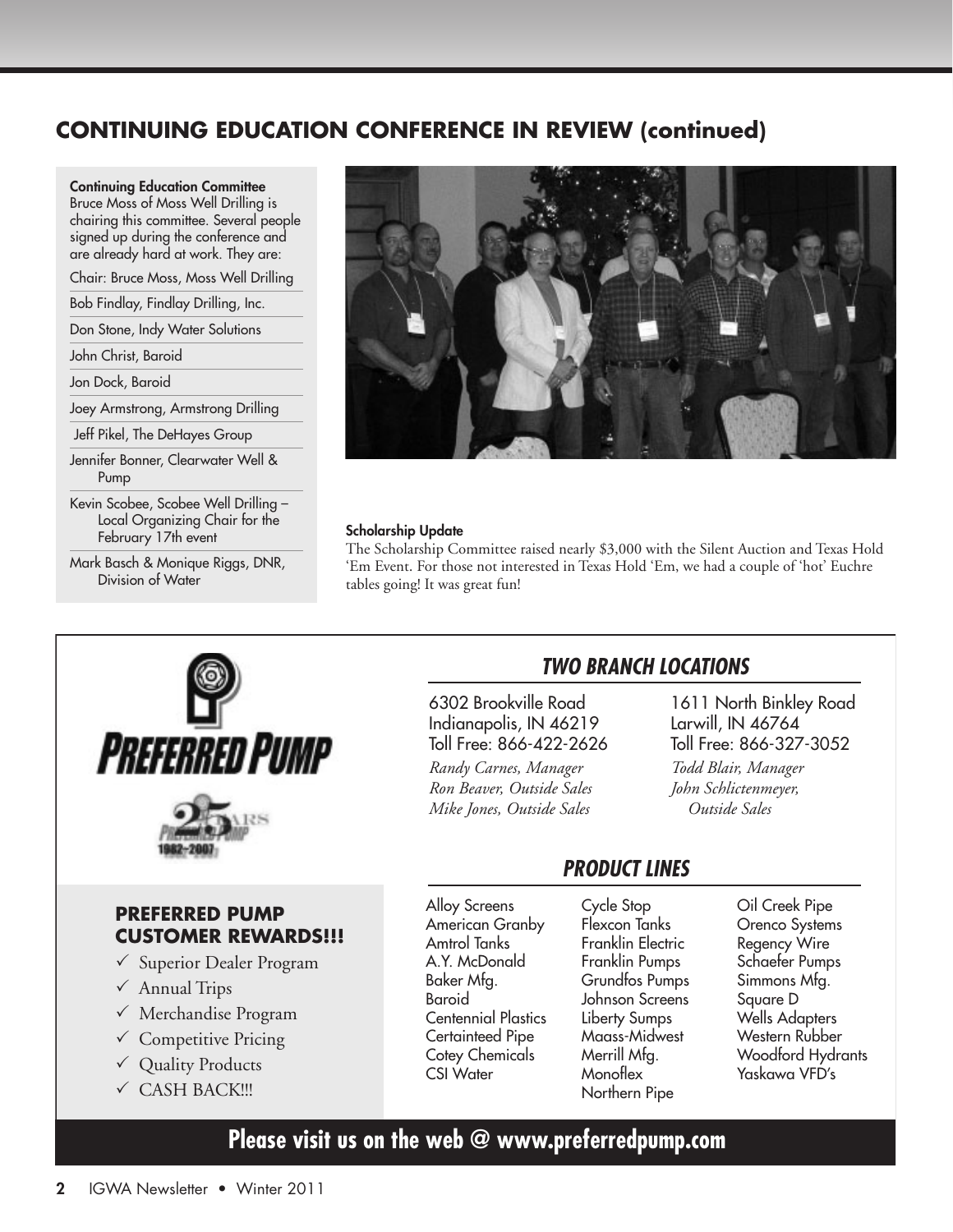## CONTINUING EDUCATION CONFERENCE IN REVIEW (continued)

**Continuing Education Committee**

Bruce Moss of Moss Well Drilling is chairing this committee. Several people signed up during the conference and are already hard at work. They are:

- Chair: Bruce Moss, Moss Well Drilling
- Bob Findlay, Findlay Drilling, Inc.
- Don Stone, Indy Water Solutions
- John Christ, Baroid
- Jon Dock, Baroid
- Joey Armstrong, Armstrong Drilling
- Jeff Pikel, The DeHayes Group
- Jennifer Bonner, Clearwater Well & Pump
- Kevin Scobee, Scobee Well Drilling – Local Organizing Chair for the February 17th event
- Mark Basch & Monique Riggs, DNR, Division of Water

**Scholarship Update**

The Scholarship Committee raised nearly $3,000 with the Silent Auction and Texas Hold 'Em Event. For those not interested in Texas Hold 'Em, we had a couple of 'hot' Euchre tables going! It was great fun!

---

**PREFERRED PUMP**

25 YEARS 1982–2007

### TWO BRANCH LOCATIONS

6302 Brookville Road
Indianapolis, IN 46219
Toll Free: 866-422-2626
*Randy Carnes, Manager*
*Ron Beaver, Outside Sales*
*Mike Jones, Outside Sales*

1611 North Binkley Road
Larwill, IN 46764
Toll Free: 866-327-3052
*Todd Blair, Manager*
*John Schlictenmeyer, Outside Sales*

### PREFERRED PUMP CUSTOMER REWARDS!!!

- ✓ Superior Dealer Program
- ✓ Annual Trips
- ✓ Merchandise Program
- ✓ Competitive Pricing
- ✓ Quality Products
- ✓ CASH BACK!!!

### PRODUCT LINES

Alloy Screens
American Granby
Amtrol Tanks
A.Y. McDonald
Baker Mfg.
Baroid
Centennial Plastics
Certainteed Pipe
Cotey Chemicals
CSI Water
Cycle Stop
Flexcon Tanks
Franklin Electric
Franklin Pumps
Grundfos Pumps
Johnson Screens
Liberty Sumps
Maass-Midwest
Merrill Mfg.
Monoflex
Northern Pipe
Oil Creek Pipe
Orenco Systems
Regency Wire
Schaefer Pumps
Simmons Mfg.
Square D
Wells Adapters
Western Rubber
Woodford Hydrants
Yaskawa VFD's

**Please visit us on the web @ www.preferredpump.com**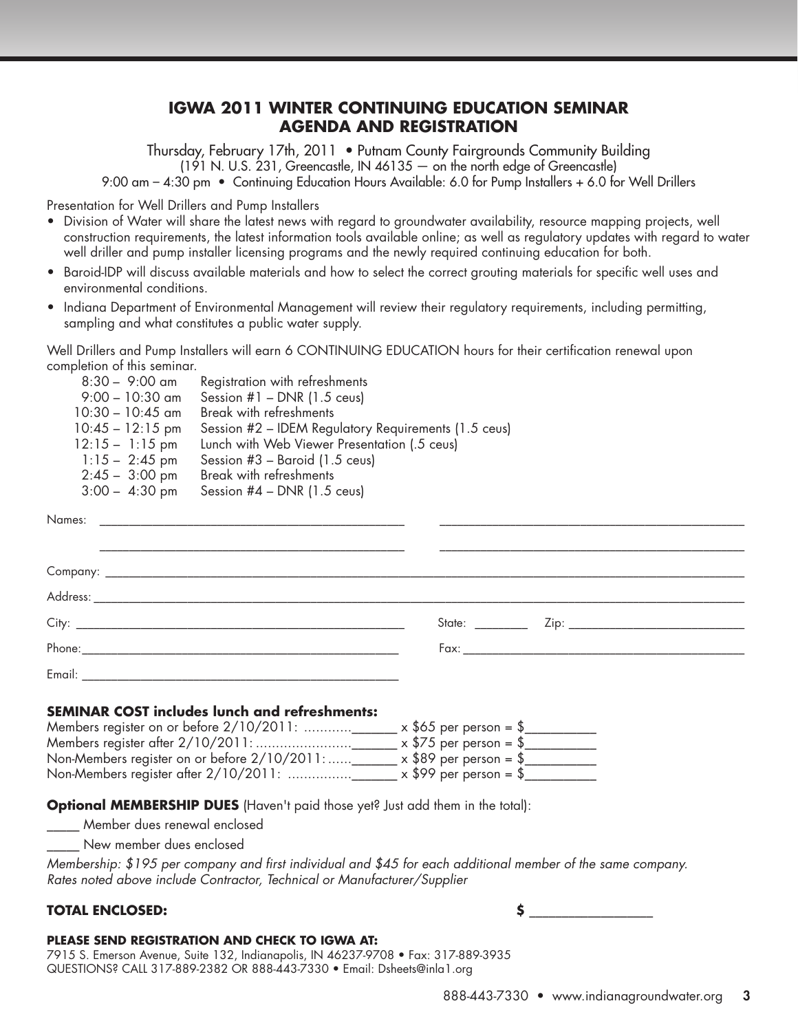## IGWA 2011 WINTER CONTINUING EDUCATION SEMINAR AGENDA AND REGISTRATION

Thursday, February 17th, 2011 • Putnam County Fairgrounds Community Building
(191 N. U.S. 231, Greencastle, IN 46135 — on the north edge of Greencastle)
9:00 am – 4:30 pm • Continuing Education Hours Available: 6.0 for Pump Installers + 6.0 for Well Drillers

Presentation for Well Drillers and Pump Installers

- Division of Water will share the latest news with regard to groundwater availability, resource mapping projects, well construction requirements, the latest information tools available online; as well as regulatory updates with regard to water well driller and pump installer licensing programs and the newly required continuing education for both.
- Baroid-IDP will discuss available materials and how to select the correct grouting materials for specific well uses and environmental conditions.
- Indiana Department of Environmental Management will review their regulatory requirements, including permitting, sampling and what constitutes a public water supply.

Well Drillers and Pump Installers will earn 6 CONTINUING EDUCATION hours for their certification renewal upon completion of this seminar.

| | |
|---|---|
| 8:30 – 9:00 am | Registration with refreshments |
| 9:00 – 10:30 am | Session #1 – DNR (1.5 ceus) |
| 10:30 – 10:45 am | Break with refreshments |
| 10:45 – 12:15 pm | Session #2 – IDEM Regulatory Requirements (1.5 ceus) |
| 12:15 – 1:15 pm | Lunch with Web Viewer Presentation (.5 ceus) |
| 1:15 – 2:45 pm | Session #3 – Baroid (1.5 ceus) |
| 2:45 – 3:00 pm | Break with refreshments |
| 3:00 – 4:30 pm | Session #4 – DNR (1.5 ceus) |

Names: ______________________________ ______________________________

______________________________ ______________________________

Company: ____________________________________________________________

Address: ____________________________________________________________

City: ______________________________ State: ________ Zip: ____________________

Phone: ______________________________ Fax: ______________________________

Email: ______________________________

**SEMINAR COST includes lunch and refreshments:**

Members register on or before 2/10/2011: ............_______ x $65 per person = $__________
Members register after 2/10/2011: ........................_______ x $75 per person = $__________
Non-Members register on or before 2/10/2011: ......_______ x $89 per person = $__________
Non-Members register after 2/10/2011: ................_______ x $99 per person = $__________

**Optional MEMBERSHIP DUES** (Haven't paid those yet? Just add them in the total):

_____ Member dues renewal enclosed

_____ New member dues enclosed

*Membership: $195 per company and first individual and $45 for each additional member of the same company. Rates noted above include Contractor, Technical or Manufacturer/Supplier*

**TOTAL ENCLOSED:** **$** __________________

**PLEASE SEND REGISTRATION AND CHECK TO IGWA AT:**
7915 S. Emerson Avenue, Suite 132, Indianapolis, IN 46237-9708 • Fax: 317-889-3935
QUESTIONS? CALL 317-889-2382 OR 888-443-7330 • Email: Dsheets@inla1.org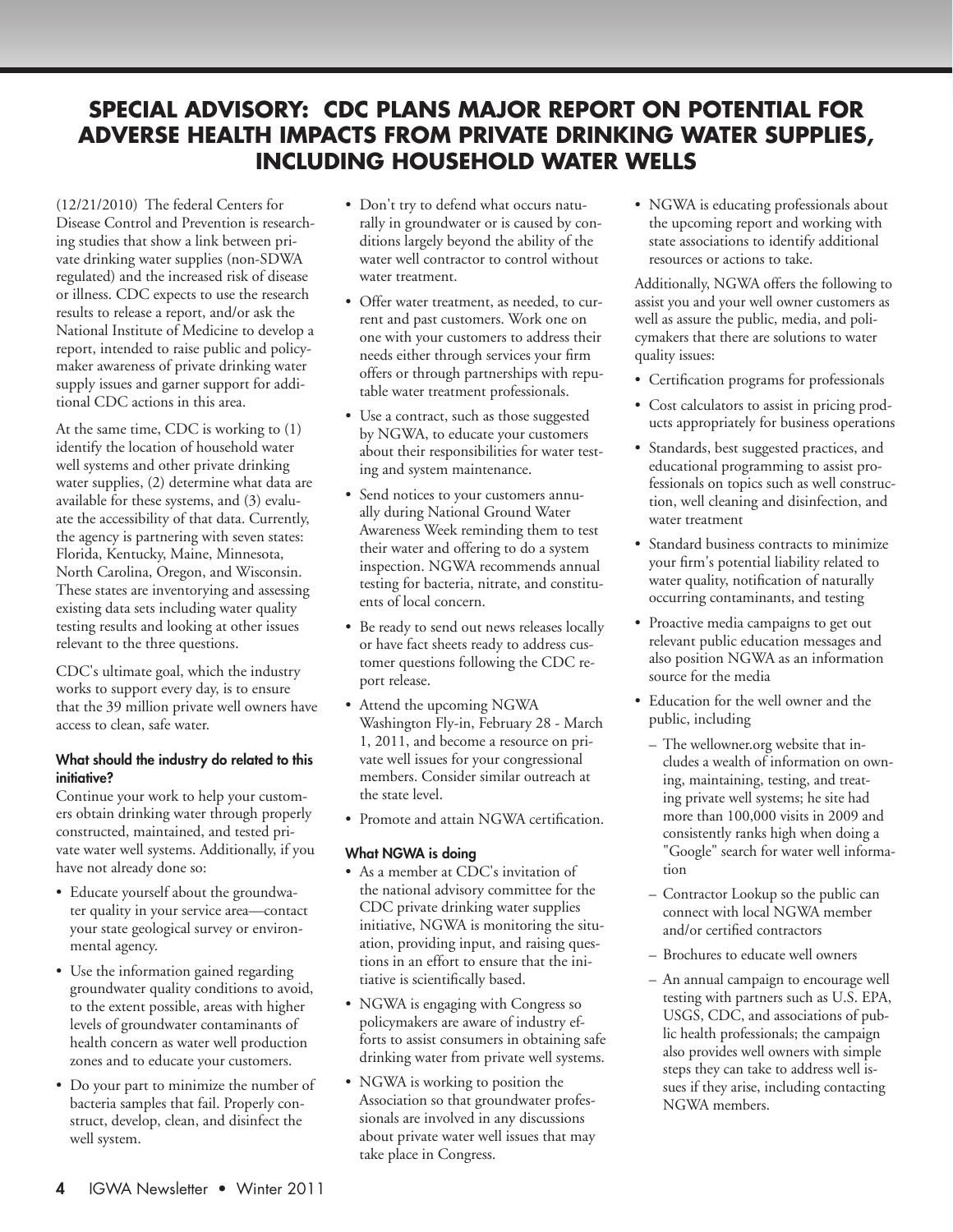# SPECIAL ADVISORY: CDC PLANS MAJOR REPORT ON POTENTIAL FOR ADVERSE HEALTH IMPACTS FROM PRIVATE DRINKING WATER SUPPLIES, INCLUDING HOUSEHOLD WATER WELLS

(12/21/2010) The federal Centers for Disease Control and Prevention is researching studies that show a link between private drinking water supplies (non-SDWA regulated) and the increased risk of disease or illness. CDC expects to use the research results to release a report, and/or ask the National Institute of Medicine to develop a report, intended to raise public and policymaker awareness of private drinking water supply issues and garner support for additional CDC actions in this area.

At the same time, CDC is working to (1) identify the location of household water well systems and other private drinking water supplies, (2) determine what data are available for these systems, and (3) evaluate the accessibility of that data. Currently, the agency is partnering with seven states: Florida, Kentucky, Maine, Minnesota, North Carolina, Oregon, and Wisconsin. These states are inventorying and assessing existing data sets including water quality testing results and looking at other issues relevant to the three questions.

CDC's ultimate goal, which the industry works to support every day, is to ensure that the 39 million private well owners have access to clean, safe water.

#### What should the industry do related to this initiative?

Continue your work to help your customers obtain drinking water through properly constructed, maintained, and tested private water well systems. Additionally, if you have not already done so:

- Educate yourself about the groundwater quality in your service area—contact your state geological survey or environmental agency.
- Use the information gained regarding groundwater quality conditions to avoid, to the extent possible, areas with higher levels of groundwater contaminants of health concern as water well production zones and to educate your customers.
- Do your part to minimize the number of bacteria samples that fail. Properly construct, develop, clean, and disinfect the well system.
- Don't try to defend what occurs naturally in groundwater or is caused by conditions largely beyond the ability of the water well contractor to control without water treatment.
- Offer water treatment, as needed, to current and past customers. Work one on one with your customers to address their needs either through services your firm offers or through partnerships with reputable water treatment professionals.
- Use a contract, such as those suggested by NGWA, to educate your customers about their responsibilities for water testing and system maintenance.
- Send notices to your customers annually during National Ground Water Awareness Week reminding them to test their water and offering to do a system inspection. NGWA recommends annual testing for bacteria, nitrate, and constituents of local concern.
- Be ready to send out news releases locally or have fact sheets ready to address customer questions following the CDC report release.
- Attend the upcoming NGWA Washington Fly-in, February 28 - March 1, 2011, and become a resource on private well issues for your congressional members. Consider similar outreach at the state level.
- Promote and attain NGWA certification.

#### What NGWA is doing

- As a member at CDC's invitation of the national advisory committee for the CDC private drinking water supplies initiative, NGWA is monitoring the situation, providing input, and raising questions in an effort to ensure that the initiative is scientifically based.
- NGWA is engaging with Congress so policymakers are aware of industry efforts to assist consumers in obtaining safe drinking water from private well systems.
- NGWA is working to position the Association so that groundwater professionals are involved in any discussions about private water well issues that may take place in Congress.
- NGWA is educating professionals about the upcoming report and working with state associations to identify additional resources or actions to take.

Additionally, NGWA offers the following to assist you and your well owner customers as well as assure the public, media, and policymakers that there are solutions to water quality issues:

- Certification programs for professionals
- Cost calculators to assist in pricing products appropriately for business operations
- Standards, best suggested practices, and educational programming to assist professionals on topics such as well construction, well cleaning and disinfection, and water treatment
- Standard business contracts to minimize your firm's potential liability related to water quality, notification of naturally occurring contaminants, and testing
- Proactive media campaigns to get out relevant public education messages and also position NGWA as an information source for the media
- Education for the well owner and the public, including
  - The wellowner.org website that includes a wealth of information on owning, maintaining, testing, and treating private well systems; he site had more than 100,000 visits in 2009 and consistently ranks high when doing a "Google" search for water well information
  - Contractor Lookup so the public can connect with local NGWA member and/or certified contractors
  - Brochures to educate well owners
  - An annual campaign to encourage well testing with partners such as U.S. EPA, USGS, CDC, and associations of public health professionals; the campaign also provides well owners with simple steps they can take to address well issues if they arise, including contacting NGWA members.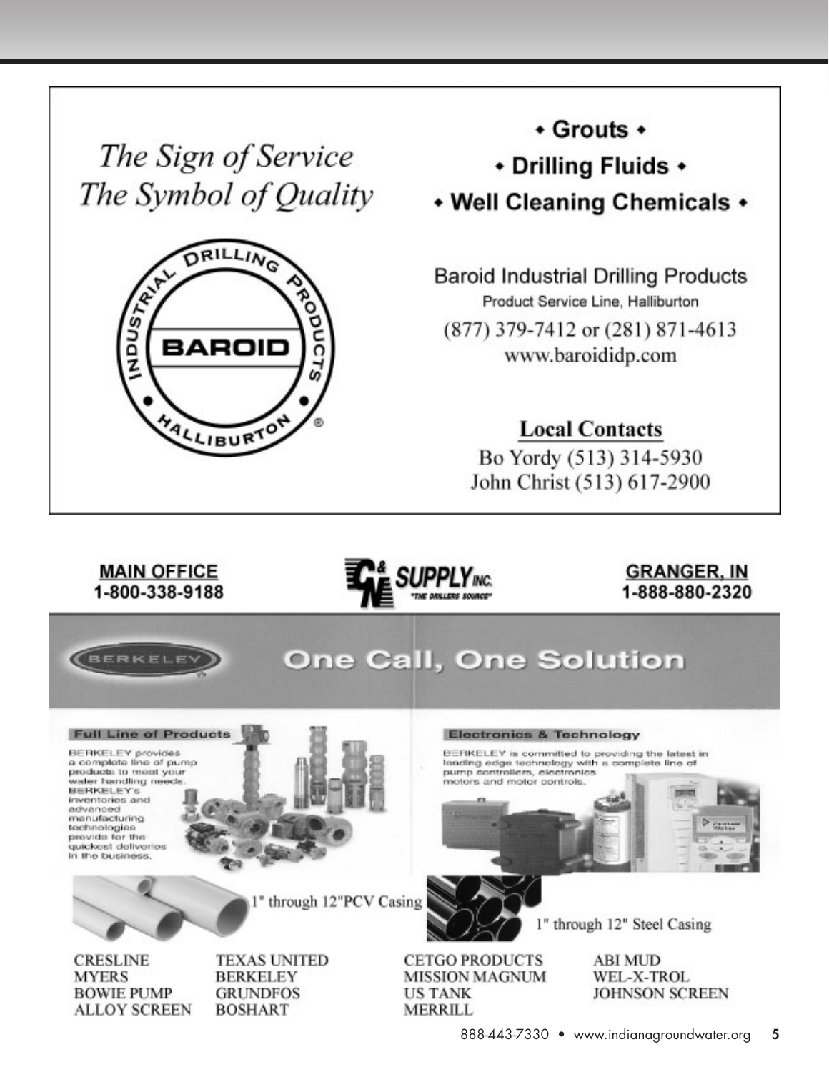*The Sign of Service*
*The Symbol of Quality*

INDUSTRIAL DRILLING PRODUCTS
BAROID
HALLIBURTON

- Grouts
- Drilling Fluids
- Well Cleaning Chemicals

Baroid Industrial Drilling Products
Product Service Line, Halliburton
(877) 379-7412 or (281) 871-4613
www.baroididp.com

**Local Contacts**
Bo Yordy (513) 314-5930
John Christ (513) 617-2900

---

**MAIN OFFICE**
**1-800-338-9188**

C&N SUPPLY INC.
"THE DRILLERS SOURCE"

**GRANGER, IN**
**1-888-880-2320**

BERKELEY

# One Call, One Solution

**Full Line of Products**

BERKELEY provides a complete line of pump products to meet your water handling needs. BERKELEY's inventories and advanced manufacturing technologies provide for the quickest deliveries in the business.

**Electronics & Technology**

BERKELEY is committed to providing the latest in leading edge technology with a complete line of pump controllers, electronics motors and motor controls.

1" through 12"PCV Casing

1" through 12" Steel Casing

CRESLINE
MYERS
BOWIE PUMP
ALLOY SCREEN
TEXAS UNITED
BERKELEY
GRUNDFOS
BOSHART
CETGO PRODUCTS
MISSION MAGNUM
US TANK
MERRILL
ABI MUD
WEL-X-TROL
JOHNSON SCREEN

888-443-7330 • www.indianagroundwater.org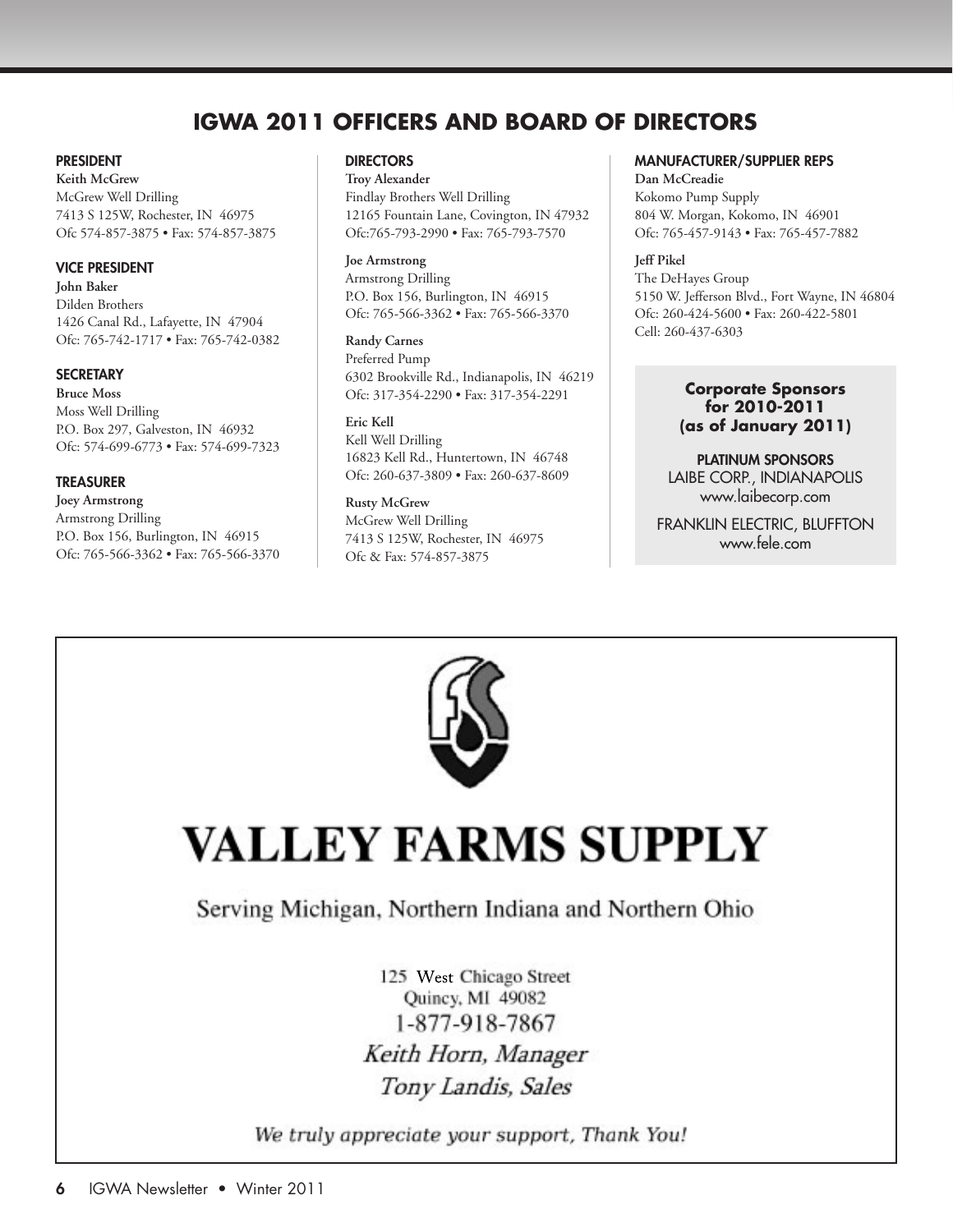# IGWA 2011 OFFICERS AND BOARD OF DIRECTORS

### PRESIDENT

**Keith McGrew**
McGrew Well Drilling
7413 S 125W, Rochester, IN 46975
Ofc 574-857-3875 • Fax: 574-857-3875

### VICE PRESIDENT

**John Baker**
Dilden Brothers
1426 Canal Rd., Lafayette, IN 47904
Ofc: 765-742-1717 • Fax: 765-742-0382

### SECRETARY

**Bruce Moss**
Moss Well Drilling
P.O. Box 297, Galveston, IN 46932
Ofc: 574-699-6773 • Fax: 574-699-7323

### TREASURER

**Joey Armstrong**
Armstrong Drilling
P.O. Box 156, Burlington, IN 46915
Ofc: 765-566-3362 • Fax: 765-566-3370

### DIRECTORS

**Troy Alexander**
Findlay Brothers Well Drilling
12165 Fountain Lane, Covington, IN 47932
Ofc:765-793-2990 • Fax: 765-793-7570

**Joe Armstrong**
Armstrong Drilling
P.O. Box 156, Burlington, IN 46915
Ofc: 765-566-3362 • Fax: 765-566-3370

**Randy Carnes**
Preferred Pump
6302 Brookville Rd., Indianapolis, IN 46219
Ofc: 317-354-2290 • Fax: 317-354-2291

**Eric Kell**
Kell Well Drilling
16823 Kell Rd., Huntertown, IN 46748
Ofc: 260-637-3809 • Fax: 260-637-8609

**Rusty McGrew**
McGrew Well Drilling
7413 S 125W, Rochester, IN 46975
Ofc & Fax: 574-857-3875

### MANUFACTURER/SUPPLIER REPS

**Dan McCreadie**
Kokomo Pump Supply
804 W. Morgan, Kokomo, IN 46901
Ofc: 765-457-9143 • Fax: 765-457-7882

**Jeff Pikel**
The DeHayes Group
5150 W. Jefferson Blvd., Fort Wayne, IN 46804
Ofc: 260-424-5600 • Fax: 260-422-5801
Cell: 260-437-6303

**Corporate Sponsors for 2010-2011 (as of January 2011)**

**PLATINUM SPONSORS**
LAIBE CORP., INDIANAPOLIS
www.laibecorp.com

FRANKLIN ELECTRIC, BLUFFTON
www.fele.com

# VALLEY FARMS SUPPLY

Serving Michigan, Northern Indiana and Northern Ohio

125 West Chicago Street
Quincy, MI 49082
1-877-918-7867

*Keith Horn, Manager*
*Tony Landis, Sales*

*We truly appreciate your support, Thank You!*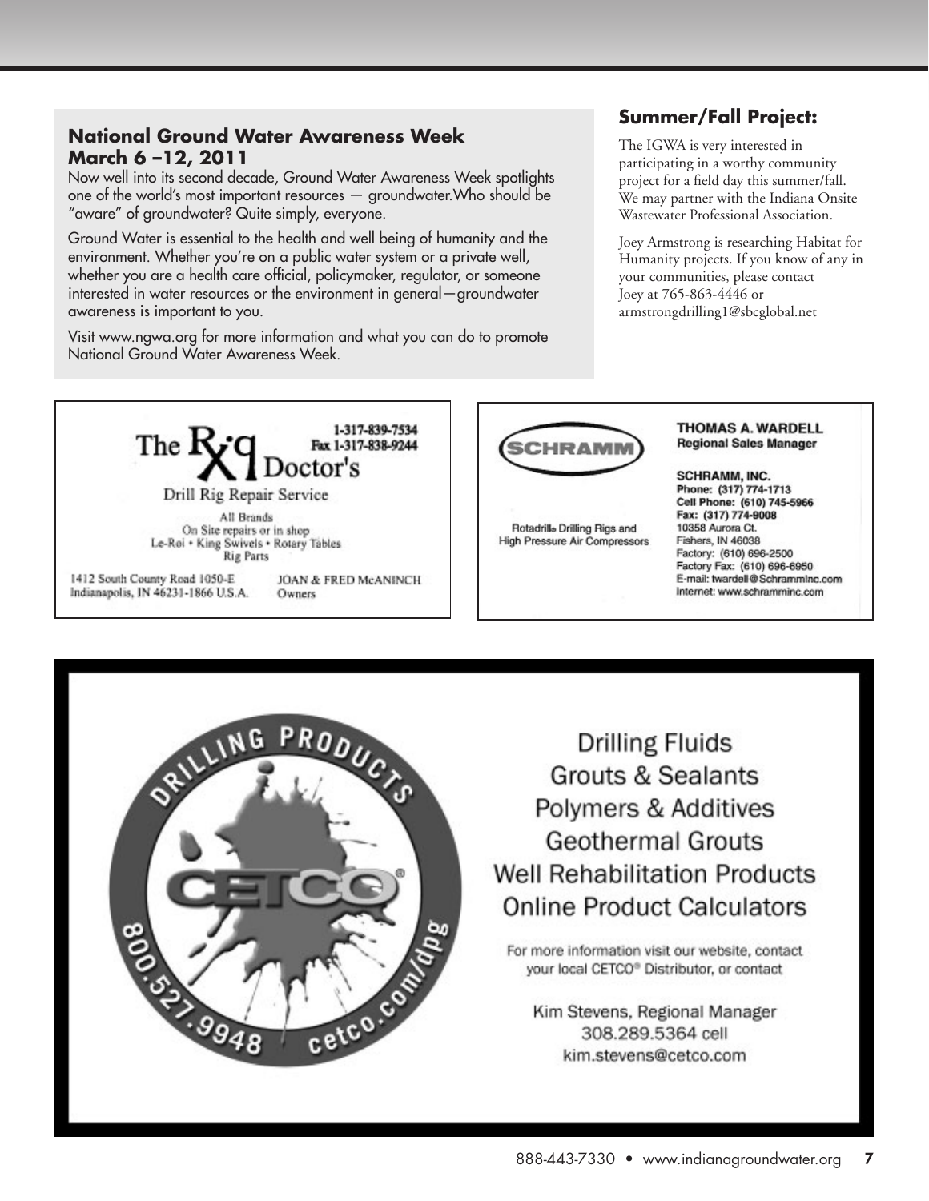## National Ground Water Awareness Week
## March 6 –12, 2011

Now well into its second decade, Ground Water Awareness Week spotlights one of the world's most important resources — groundwater.Who should be "aware" of groundwater? Quite simply, everyone.

Ground Water is essential to the health and well being of humanity and the environment. Whether you're on a public water system or a private well, whether you are a health care official, policymaker, regulator, or someone interested in water resources or the environment in general—groundwater awareness is important to you.

Visit www.ngwa.org for more information and what you can do to promote National Ground Water Awareness Week.

## Summer/Fall Project:

The IGWA is very interested in participating in a worthy community project for a field day this summer/fall. We may partner with the Indiana Onsite Wastewater Professional Association.

Joey Armstrong is researching Habitat for Humanity projects. If you know of any in your communities, please contact Joey at 765-863-4446 or armstrongdrilling1@sbcglobal.net

---

**The Rig Doctor's**

1-317-839-7534
Fax 1-317-838-9244

Drill Rig Repair Service

All Brands
On Site repairs or in shop
Le-Roi • King Swivels • Rotary Tables
Rig Parts

1412 South County Road 1050-E
Indianapolis, IN 46231-1866 U.S.A.

JOAN & FRED McANINCH
Owners

---

**SCHRAMM**

Rotadrill® Drilling Rigs and High Pressure Air Compressors

**THOMAS A. WARDELL**
**Regional Sales Manager**

**SCHRAMM, INC.**
Phone: (317) 774-1713
Cell Phone: (610) 745-5966
Fax: (317) 774-9008
10358 Aurora Ct.
Fishers, IN 46038
Factory: (610) 696-2500
Factory Fax: (610) 696-6950
E-mail: twardell@SchrammInc.com
Internet: www.schramminc.com

---

**DRILLING PRODUCTS — CETCO®**
800.527.9948 cetco.com/dpg

Drilling Fluids
Grouts & Sealants
Polymers & Additives
Geothermal Grouts
Well Rehabilitation Products
Online Product Calculators

For more information visit our website, contact your local CETCO® Distributor, or contact

Kim Stevens, Regional Manager
308.289.5364 cell
kim.stevens@cetco.com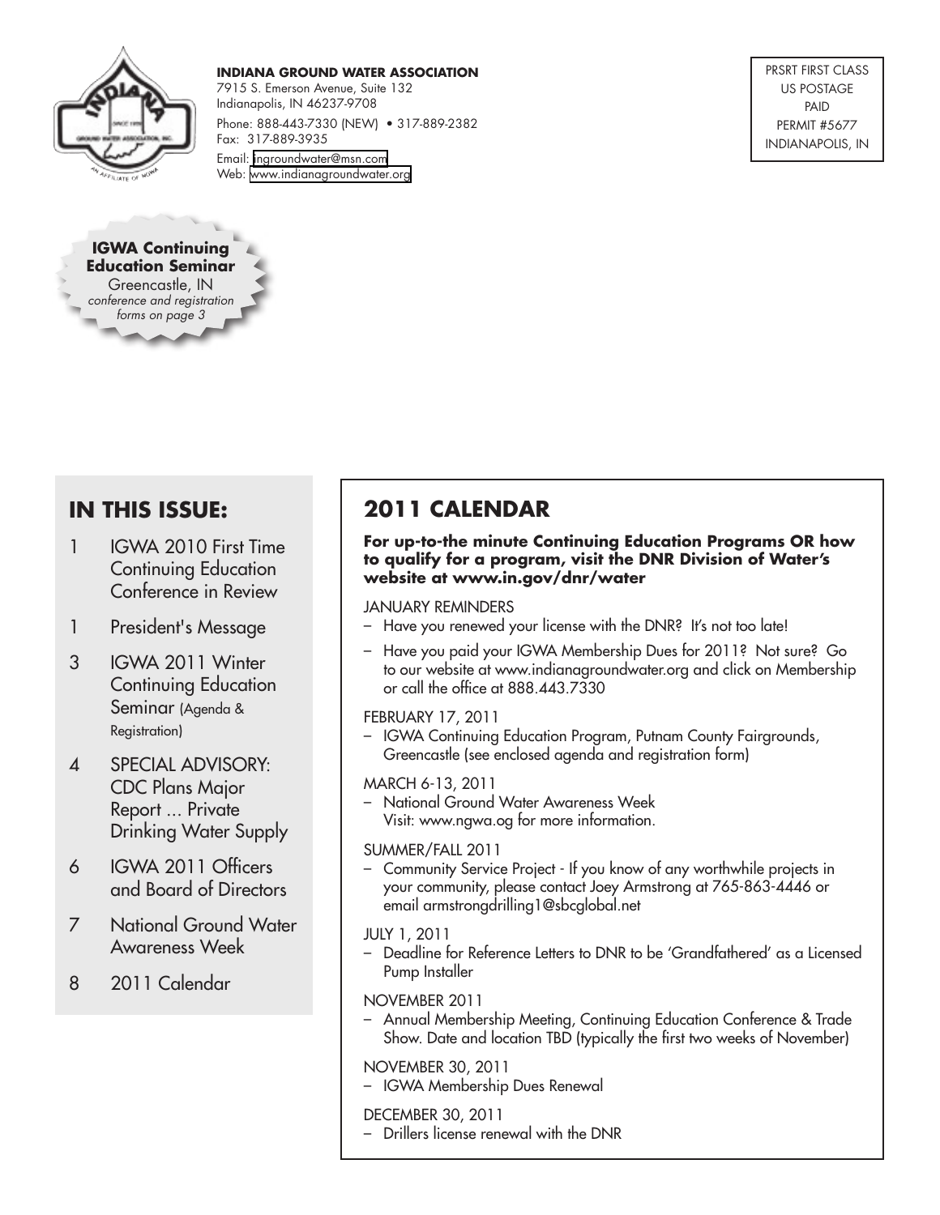**INDIANA GROUND WATER ASSOCIATION**
7915 S. Emerson Avenue, Suite 132
Indianapolis, IN 46237-9708
Phone: 888-443-7330 (NEW) • 317-889-2382
Fax: 317-889-3935
Email: ingroundwater@msn.com
Web: www.indianagroundwater.org

PRSRT FIRST CLASS
US POSTAGE
PAID
PERMIT #5677
INDIANAPOLIS, IN

**IGWA Continuing Education Seminar**
Greencastle, IN
*conference and registration forms on page 3*

## IN THIS ISSUE:

- 1 IGWA 2010 First Time Continuing Education Conference in Review
- 1 President's Message
- 3 IGWA 2011 Winter Continuing Education Seminar (Agenda & Registration)
- 4 SPECIAL ADVISORY: CDC Plans Major Report ... Private Drinking Water Supply
- 6 IGWA 2011 Officers and Board of Directors
- 7 National Ground Water Awareness Week
- 8 2011 Calendar

## 2011 CALENDAR

**For up-to-the minute Continuing Education Programs OR how to qualify for a program, visit the DNR Division of Water's website at www.in.gov/dnr/water**

JANUARY REMINDERS
- Have you renewed your license with the DNR? It's not too late!
- Have you paid your IGWA Membership Dues for 2011? Not sure? Go to our website at www.indianagroundwater.org and click on Membership or call the office at 888.443.7330

FEBRUARY 17, 2011
- IGWA Continuing Education Program, Putnam County Fairgrounds, Greencastle (see enclosed agenda and registration form)

MARCH 6-13, 2011
- National Ground Water Awareness Week
  Visit: www.ngwa.og for more information.

SUMMER/FALL 2011
- Community Service Project - If you know of any worthwhile projects in your community, please contact Joey Armstrong at 765-863-4446 or email armstrongdrilling1@sbcglobal.net

JULY 1, 2011
- Deadline for Reference Letters to DNR to be 'Grandfathered' as a Licensed Pump Installer

NOVEMBER 2011
- Annual Membership Meeting, Continuing Education Conference & Trade Show. Date and location TBD (typically the first two weeks of November)

NOVEMBER 30, 2011
- IGWA Membership Dues Renewal

DECEMBER 30, 2011
- Drillers license renewal with the DNR